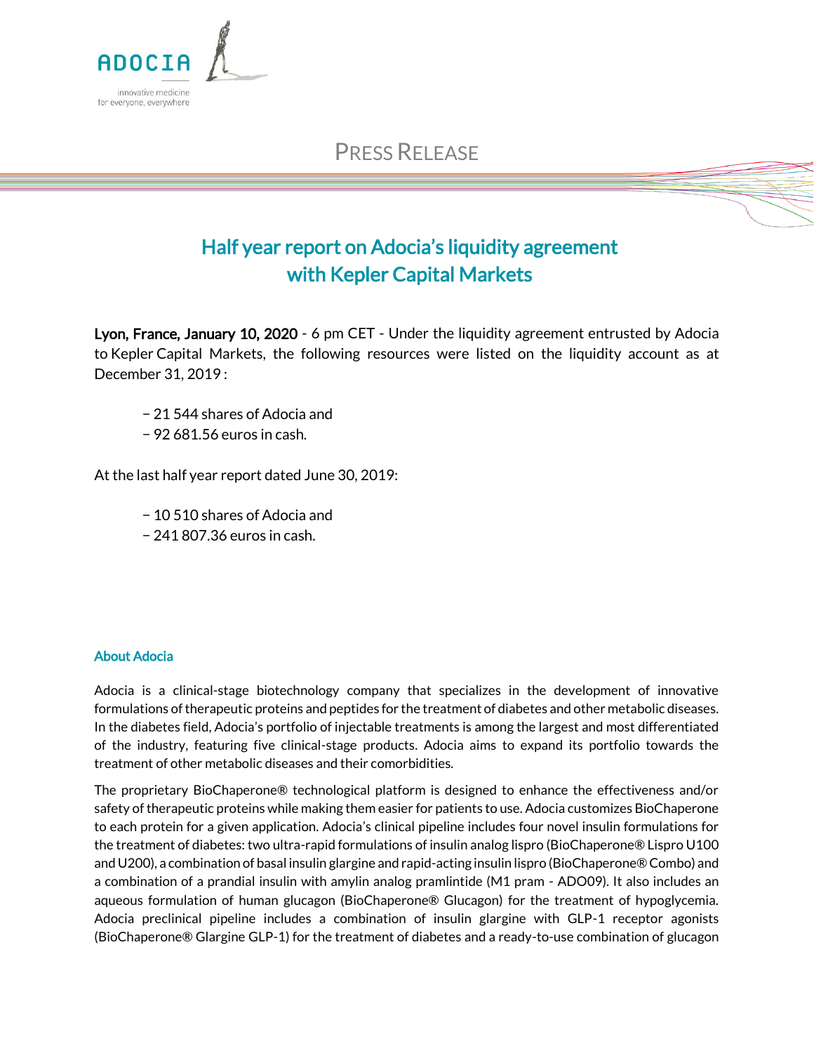PRESS RELEASE

# Half year report on Adocia's liquidity agreement with Kepler Capital Markets

**Lyon, France, January 10, 2020** - 6 pm CET - Under the liquidity agreement entrusted by Adocia to Kepler Capital Markets, the following resources were listed on the liquidity account as at December 31, 2019 :

- 21 544 shares of Adocia and
- 92 681.56 euros in cash.

At the last half year report dated June 30, 2019:

- 10 510 shares of Adocia and
- 241 807.36 euros in cash.

### About Adocia

Adocia is a clinical-stage biotechnology company that specializes in the development of innovative formulations of therapeutic proteins and peptides for the treatment of diabetes and other metabolic diseases. In the diabetes field, Adocia's portfolio of injectable treatments is among the largest and most differentiated of the industry, featuring five clinical-stage products. Adocia aims to expand its portfolio towards the treatment of other metabolic diseases and their comorbidities.

The proprietary BioChaperone® technological platform is designed to enhance the effectiveness and/or safety of therapeutic proteins while making them easier for patients to use. Adocia customizes BioChaperone to each protein for a given application. Adocia's clinical pipeline includes four novel insulin formulations for the treatment of diabetes: two ultra-rapid formulations of insulin analog lispro (BioChaperone® Lispro U100 and U200), a combination of basal insulin glargine and rapid-acting insulin lispro (BioChaperone® Combo) and a combination of a prandial insulin with amylin analog pramlintide (M1 pram - ADO09). It also includes an aqueous formulation of human glucagon (BioChaperone® Glucagon) for the treatment of hypoglycemia. Adocia preclinical pipeline includes a combination of insulin glargine with GLP-1 receptor agonists (BioChaperone® Glargine GLP-1) for the treatment of diabetes and a ready-to-use combination of glucagon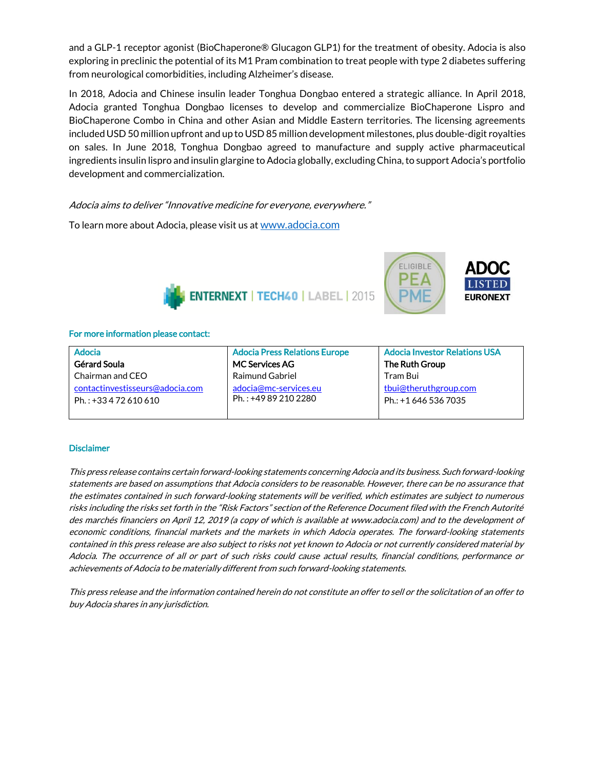and a GLP-1 receptor agonist (BioChaperone® Glucagon GLP1) for the treatment of obesity. Adocia is also exploring in preclinic the potential of its M1 Pram combination to treat people with type 2 diabetes suffering from neurological comorbidities, including Alzheimer's disease.

In 2018, Adocia and Chinese insulin leader Tonghua Dongbao entered a strategic alliance. In April 2018, Adocia granted Tonghua Dongbao licenses to develop and commercialize BioChaperone Lispro and BioChaperone Combo in China and other Asian and Middle Eastern territories. The licensing agreements included USD 50 million upfront and up to USD 85 million development milestones, plus double-digit royalties on sales. In June 2018, Tonghua Dongbao agreed to manufacture and supply active pharmaceutical ingredients insulin lispro and insulin glargine to Adocia globally, excluding China, to support Adocia's portfolio development and commercialization.

*Adocia aims to deliver "Innovative medicine for everyone, everywhere."*

To learn more about Adocia, please visit us at [www.adocia.com](www.adocia.com)

ENTERNEXT | TECH40 | LABEL | 2015

ELIGIBLE PEA PME

ADOC LISTED EURONEXT

**For more information please contact:**

| Adocia | Adocia Press Relations Europe | Adocia Investor Relations USA |
|---|---|---|
| **Gérard Soula** | **MC Services AG** | **The Ruth Group** |
| Chairman and CEO | Raimund Gabriel | Tram Bui |
| contactinvestisseurs@adocia.com | adocia@mc-services.eu | tbui@theruthgroup.com |
| Ph. : +33 4 72 610 610 | Ph. : +49 89 210 2280 | Ph.: +1 646 536 7035 |

**Disclaimer**

*This press release contains certain forward-looking statements concerning Adocia and its business. Such forward-looking statements are based on assumptions that Adocia considers to be reasonable. However, there can be no assurance that the estimates contained in such forward-looking statements will be verified, which estimates are subject to numerous risks including the risks set forth in the "Risk Factors" section of the Reference Document filed with the French Autorité des marchés financiers on April 12, 2019 (a copy of which is available at www.adocia.com) and to the development of economic conditions, financial markets and the markets in which Adocia operates. The forward-looking statements contained in this press release are also subject to risks not yet known to Adocia or not currently considered material by Adocia. The occurrence of all or part of such risks could cause actual results, financial conditions, performance or achievements of Adocia to be materially different from such forward-looking statements.*

*This press release and the information contained herein do not constitute an offer to sell or the solicitation of an offer to buy Adocia shares in any jurisdiction.*